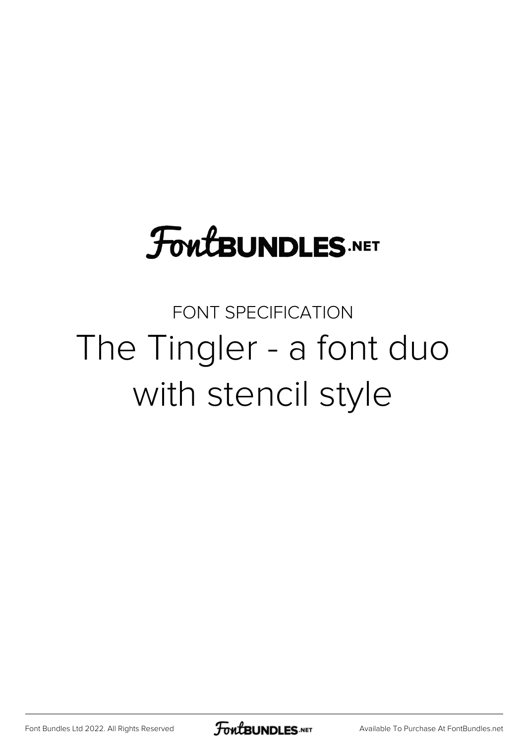FontBUNDLES.NET

FONT SPECIFICATION

# The Tingler - a font duo with stencil style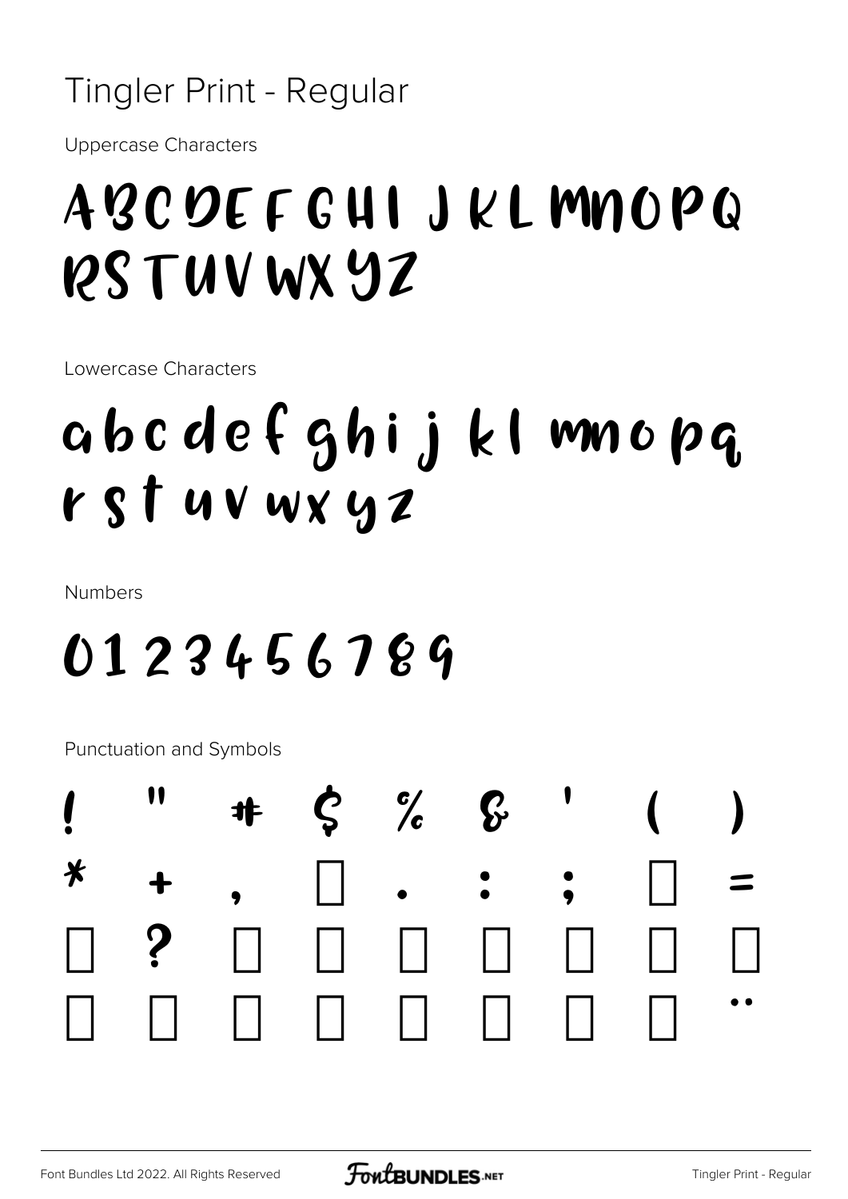# Tingler Print - Regular

Uppercase Characters

## ABCDEFGHIJKLMNOPQ RSTUVWXYZ

Lowercase Characters

## abcdefghijklmnopq rstuvwxyz

Numbers

## 0123456789

Punctuation and Symbols

! " # $ % & ' ( )

* + , □ . : ; □ =

□ ? □ □ □ □ □ □ □

□ □ □ □ □ □ □ □ ¨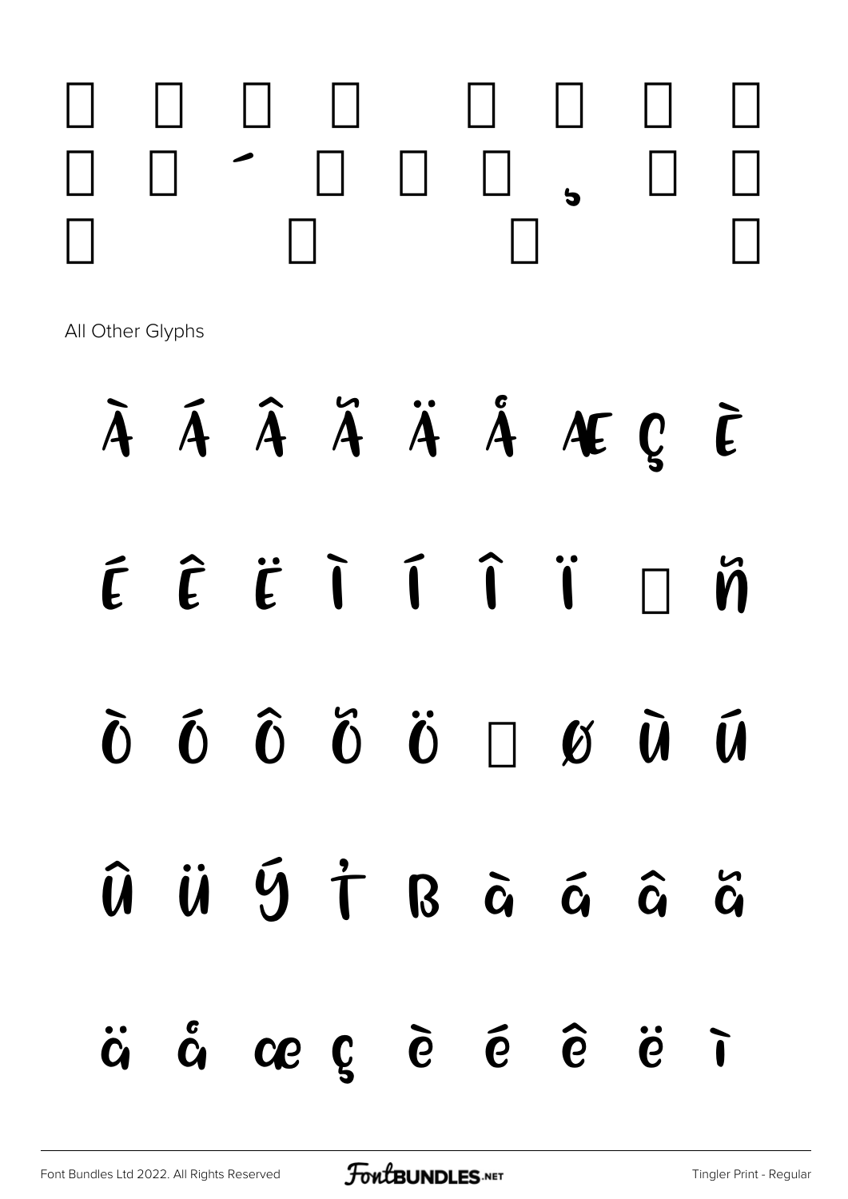□ □ □ □ □ □ □ □

□ □ ´ □ □ □ ¸ □ □

□ □ □ □

All Other Glyphs

À Á Â Ã Ä Å Æ Ç È

É Ê Ë Ì Í Î Ï □ Ñ

Ò Ó Ô Õ Ö □ Ø Ù Ú

Û Ü Ý Þ ß à á â ã

ä å æ ç è é ê ë ì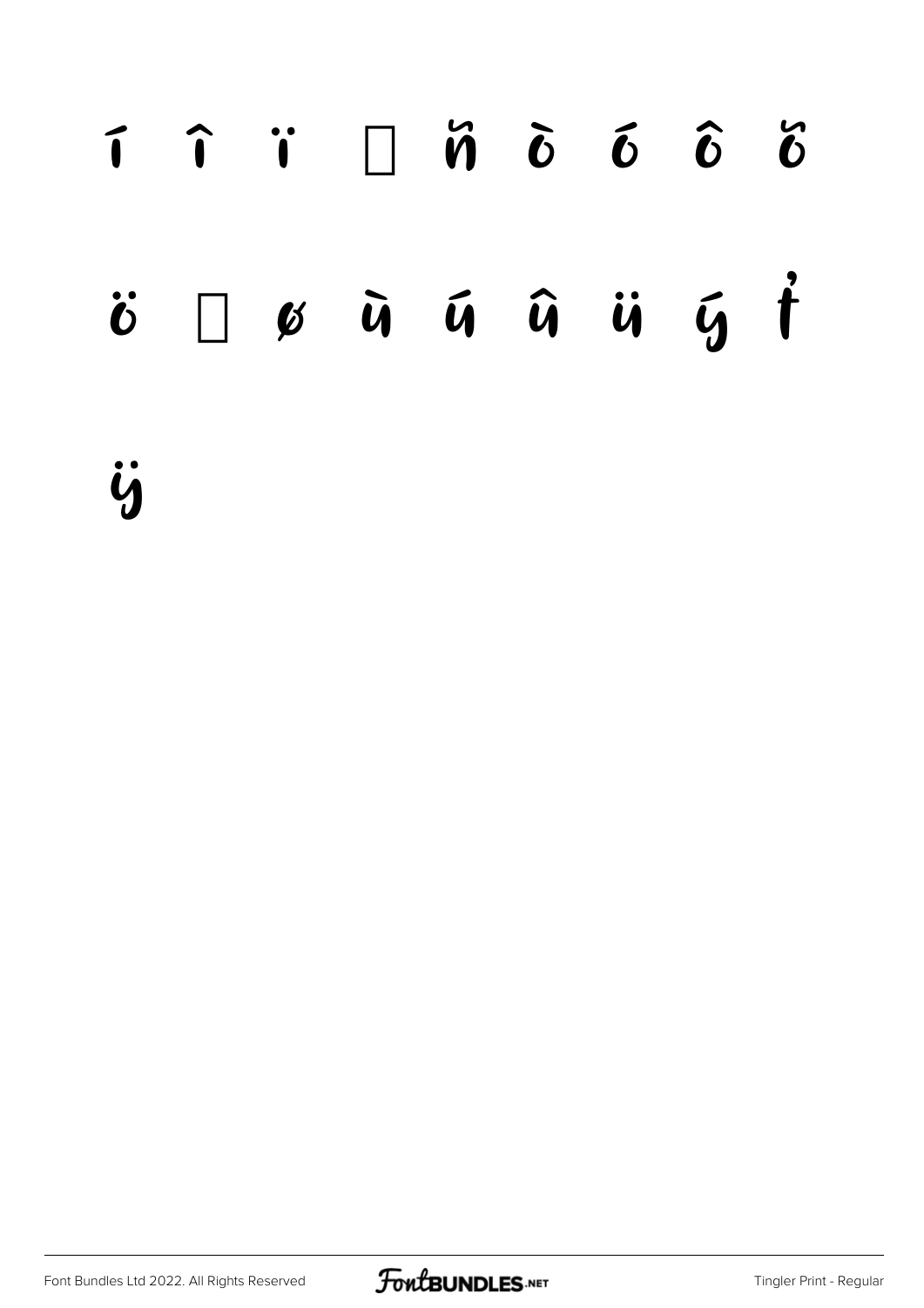í î ï  ñ ò ó ô õ

ö  ø ù ú û ü ý þ

ÿ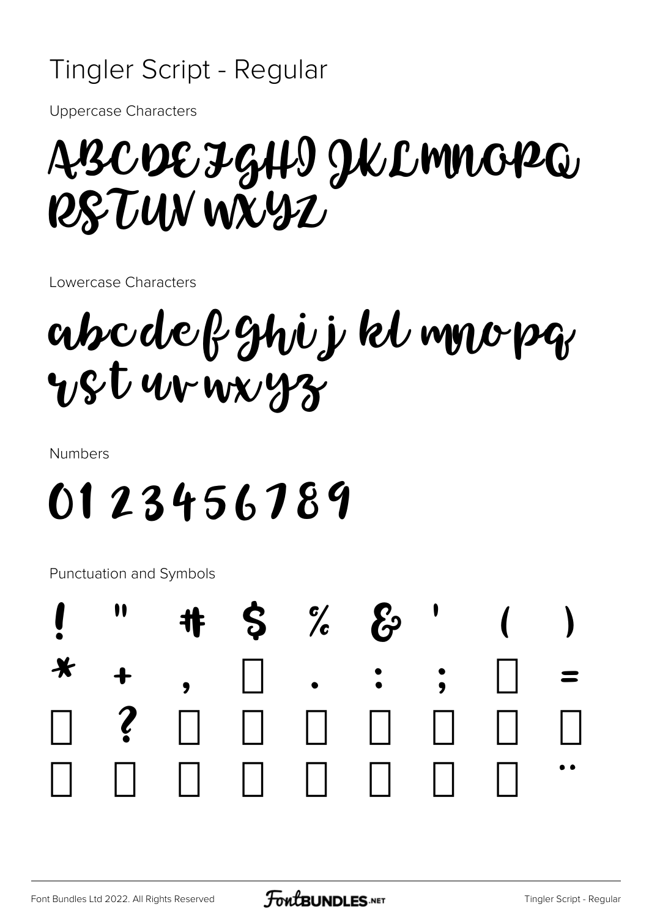# Tingler Script - Regular

Uppercase Characters

ABCDEFGHIJKLMNOPQ
RSTUVWXYZ

Lowercase Characters

abcdefghijklmnopq
rstuvwxyz

Numbers

0123456789

Punctuation and Symbols

| | | | | | | | | |
|---|---|---|---|---|---|---|---|---|
| ! | " | # | $ | % | & | ' | ( | ) |
| * | + | , | | . | : | ; | | = |
| | ? | | | | | | | |
| | | | | | | | | ¨ |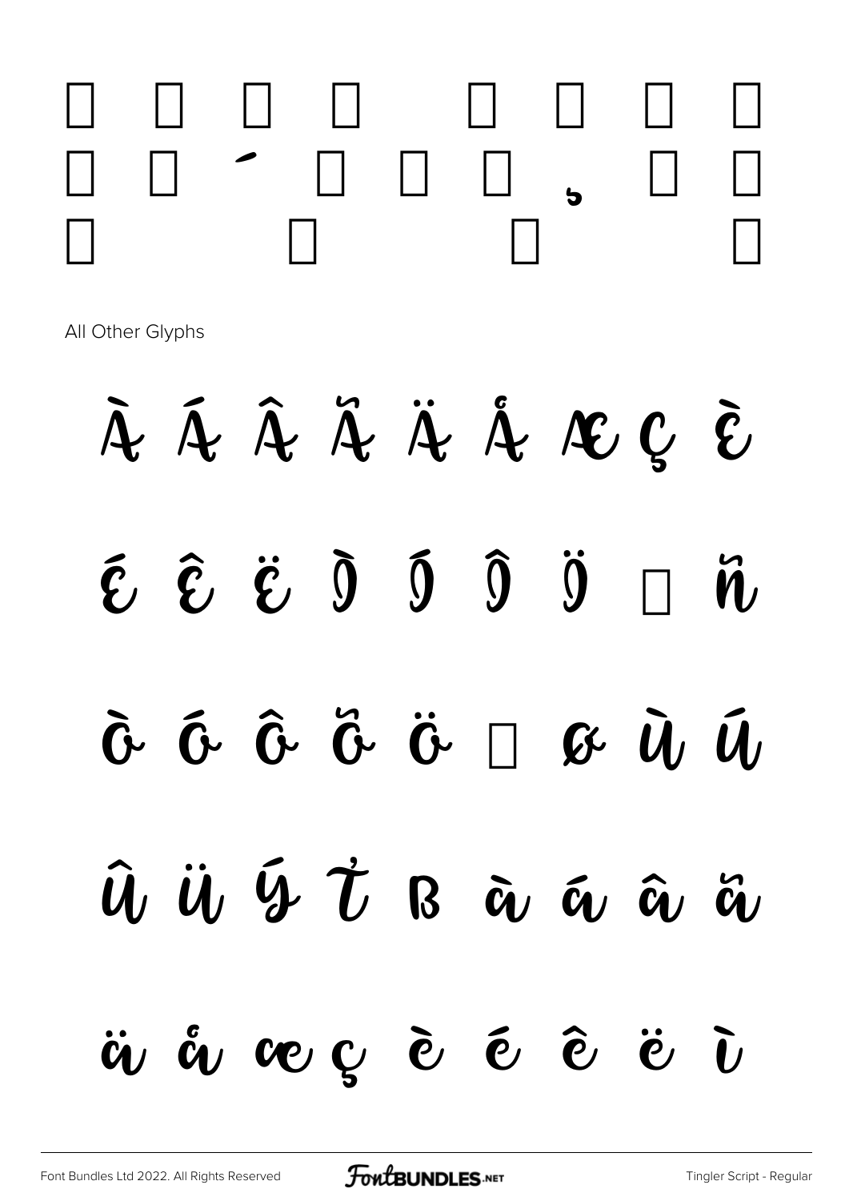□ □ □ □ □ □ □ □
□ □ ´ □ □ □ ¸ □ □
□ □ □ □

All Other Glyphs

À Á Â Ã Ä Å Æ Ç È

É Ê Ë Ì Í Î Ï □ Ñ

Ò Ó Ô Õ Ö □ Ø Ù Ú

Û Ü Ý Þ ß à á â ã

ä å æ ç è é ê ë ì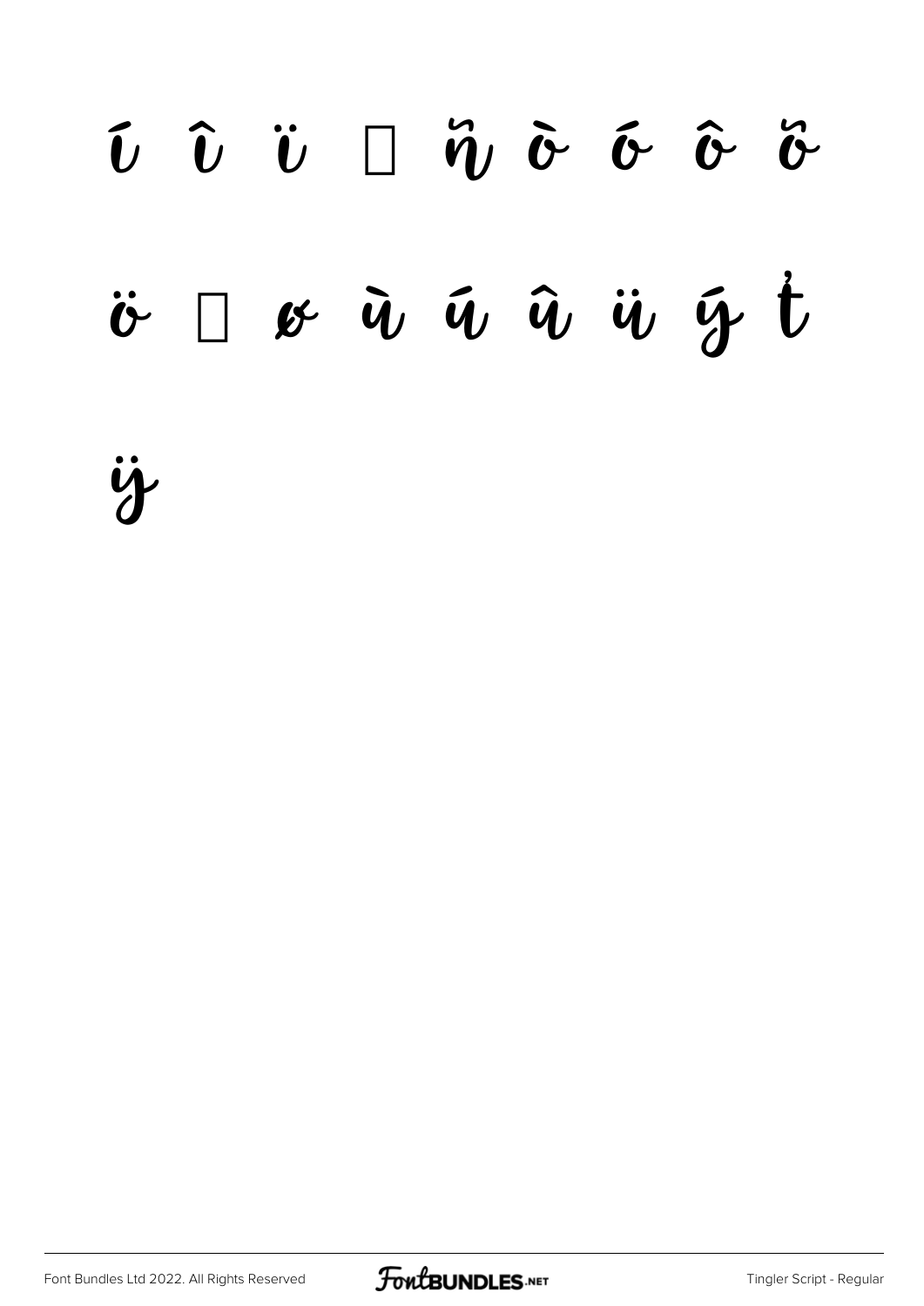í î ï  ñ ò ó ô õ

ö  ø ù ú û ü ý þ

ÿ